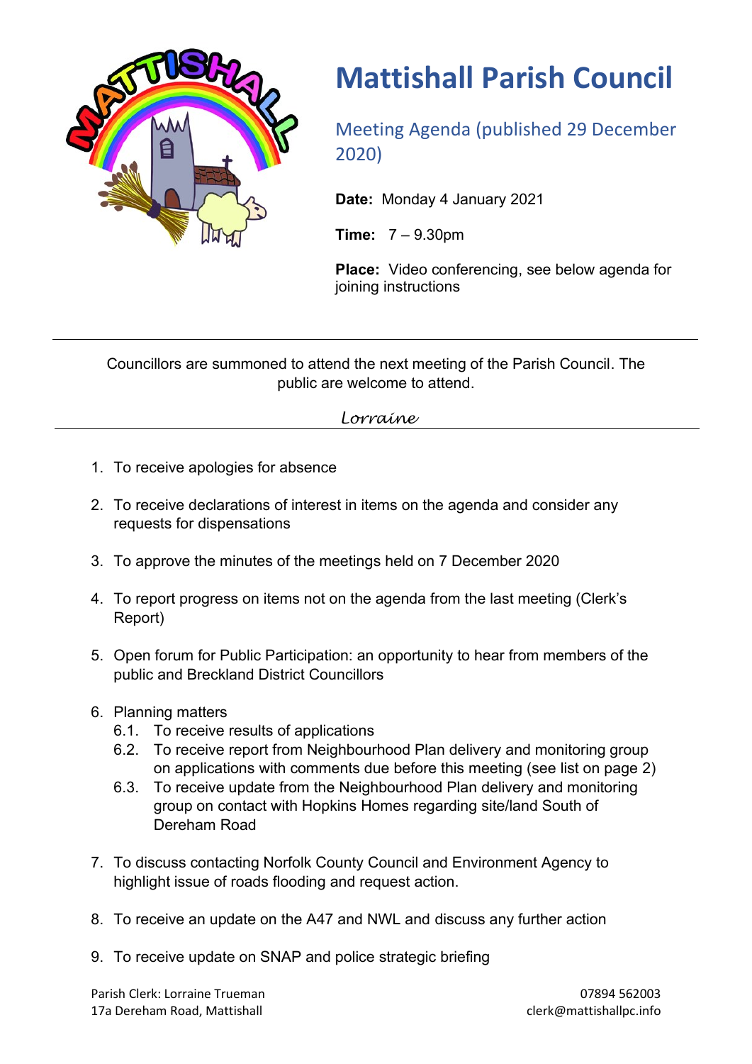# Mattishall Parish Council

## Meeting Agenda (published 29 December 2020)

**Date:** Monday 4 January 2021

**Time:** 7 – 9.30pm

**Place:** Video conferencing, see below agenda for joining instructions

---

Councillors are summoned to attend the next meeting of the Parish Council. The public are welcome to attend.

*Lorraine*

---

1. To receive apologies for absence
2. To receive declarations of interest in items on the agenda and consider any requests for dispensations
3. To approve the minutes of the meetings held on 7 December 2020
4. To report progress on items not on the agenda from the last meeting (Clerk's Report)
5. Open forum for Public Participation: an opportunity to hear from members of the public and Breckland District Councillors
6. Planning matters
   - 6.1. To receive results of applications
   - 6.2. To receive report from Neighbourhood Plan delivery and monitoring group on applications with comments due before this meeting (see list on page 2)
   - 6.3. To receive update from the Neighbourhood Plan delivery and monitoring group on contact with Hopkins Homes regarding site/land South of Dereham Road
7. To discuss contacting Norfolk County Council and Environment Agency to highlight issue of roads flooding and request action.
8. To receive an update on the A47 and NWL and discuss any further action
9. To receive update on SNAP and police strategic briefing

Parish Clerk: Lorraine Trueman
17a Dereham Road, Mattishall

07894 562003
clerk@mattishallpc.info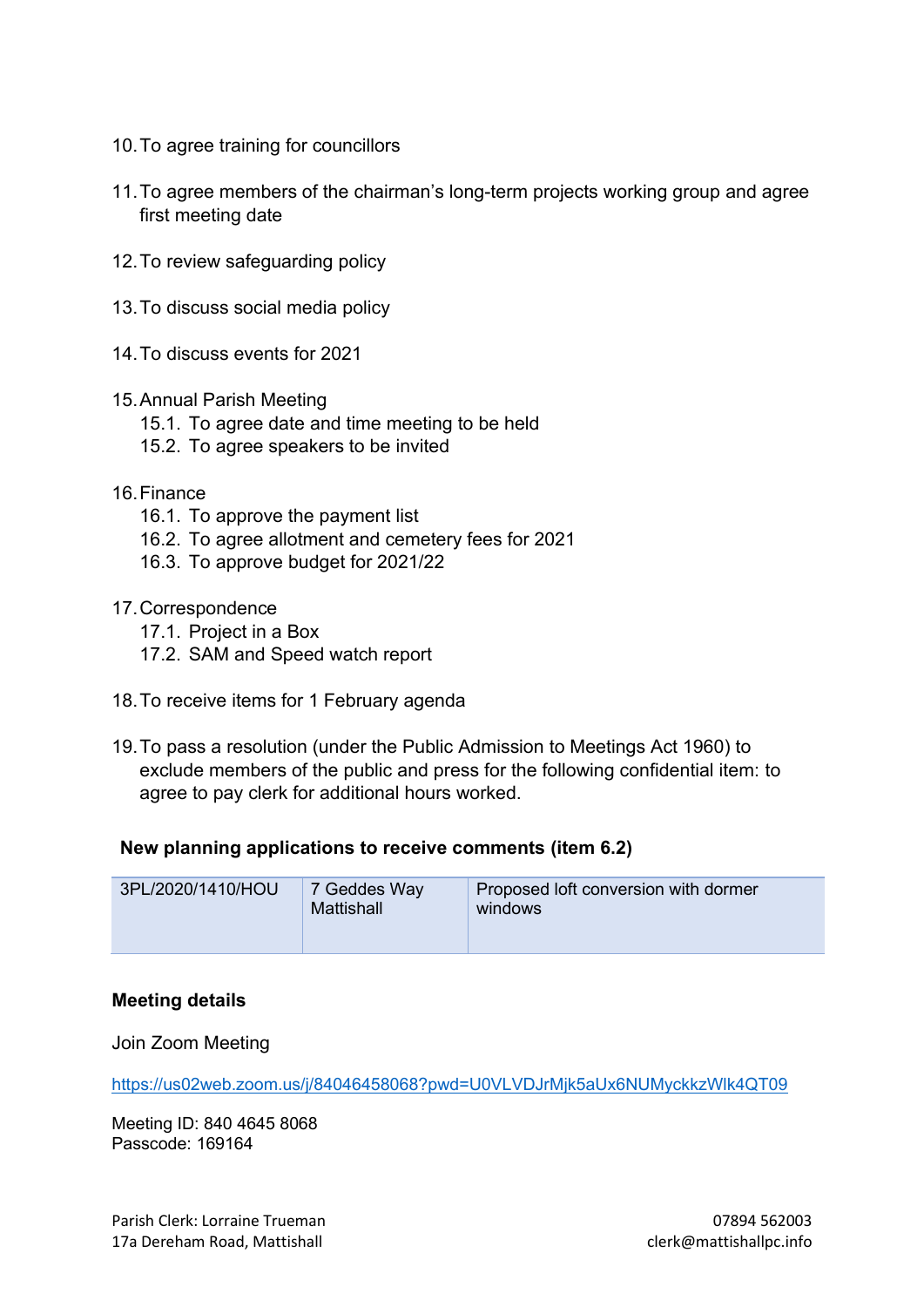10. To agree training for councillors

11. To agree members of the chairman's long-term projects working group and agree first meeting date

12. To review safeguarding policy

13. To discuss social media policy

14. To discuss events for 2021

15. Annual Parish Meeting
    - 15.1. To agree date and time meeting to be held
    - 15.2. To agree speakers to be invited

16. Finance
    - 16.1. To approve the payment list
    - 16.2. To agree allotment and cemetery fees for 2021
    - 16.3. To approve budget for 2021/22

17. Correspondence
    - 17.1. Project in a Box
    - 17.2. SAM and Speed watch report

18. To receive items for 1 February agenda

19. To pass a resolution (under the Public Admission to Meetings Act 1960) to exclude members of the public and press for the following confidential item: to agree to pay clerk for additional hours worked.

**New planning applications to receive comments (item 6.2)**

| | | |
|---|---|---|
| 3PL/2020/1410/HOU | 7 Geddes Way Mattishall | Proposed loft conversion with dormer windows |

**Meeting details**

Join Zoom Meeting

https://us02web.zoom.us/j/84046458068?pwd=U0VLVDJrMjk5aUx6NUMyckkzWlk4QT09

Meeting ID: 840 4645 8068
Passcode: 169164

Parish Clerk: Lorraine Trueman
17a Dereham Road, Mattishall

07894 562003
clerk@mattishallpc.info